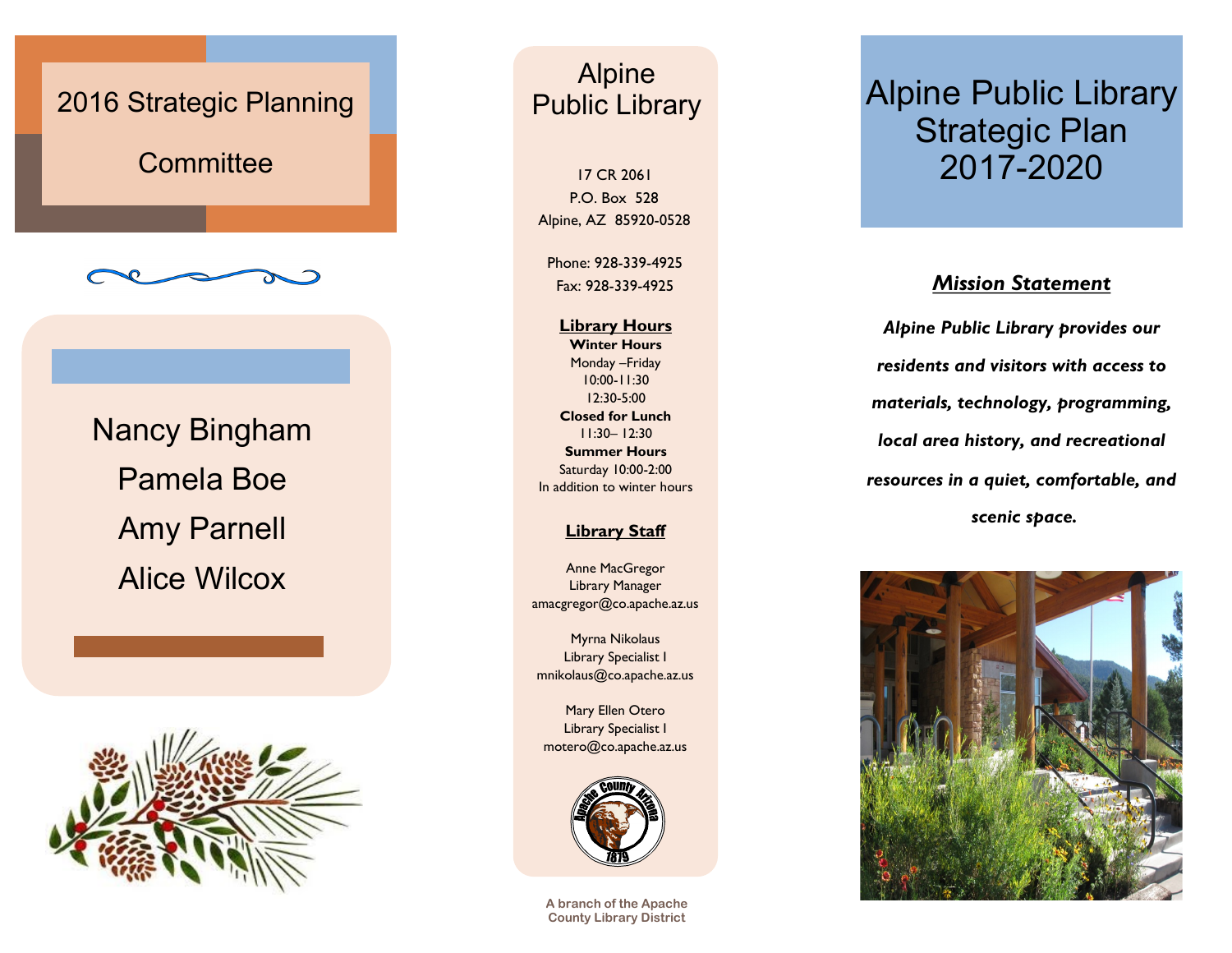# 2016 Strategic Planning Committee

Nancy Bingham

Pamela Boe

Amy Parnell

Alice Wilcox

## Alpine Public Library

17 CR 2061
P.O. Box 528
Alpine, AZ 85920-0528

Phone: 928-339-4925
Fax: 928-339-4925

### Library Hours

**Winter Hours**
Monday –Friday
10:00-11:30
12:30-5:00
**Closed for Lunch**
11:30– 12:30
**Summer Hours**
Saturday 10:00-2:00
In addition to winter hours

### Library Staff

Anne MacGregor
Library Manager
amacgregor@co.apache.az.us

Myrna Nikolaus
Library Specialist I
mnikolaus@co.apache.az.us

Mary Ellen Otero
Library Specialist I
motero@co.apache.az.us

A branch of the Apache County Library District

# Alpine Public Library Strategic Plan 2017-2020

## Mission Statement

***Alpine Public Library provides our residents and visitors with access to materials, technology, programming, local area history, and recreational resources in a quiet, comfortable, and scenic space.***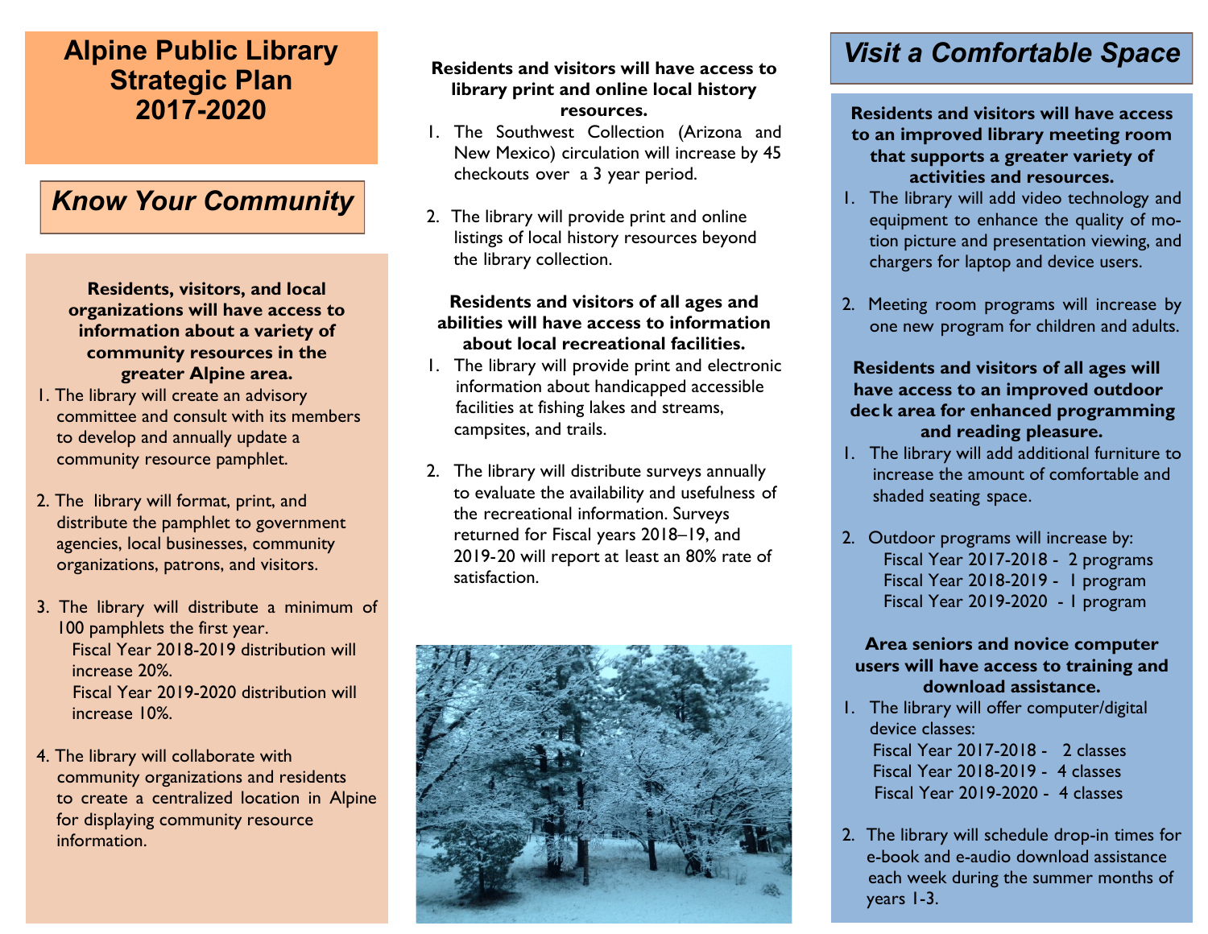# Alpine Public Library Strategic Plan 2017-2020

## *Know Your Community*

**Residents, visitors, and local organizations will have access to information about a variety of community resources in the greater Alpine area.**

1. The library will create an advisory committee and consult with its members to develop and annually update a community resource pamphlet.

2. The library will format, print, and distribute the pamphlet to government agencies, local businesses, community organizations, patrons, and visitors.

3. The library will distribute a minimum of 100 pamphlets the first year.
   Fiscal Year 2018-2019 distribution will increase 20%.
   Fiscal Year 2019-2020 distribution will increase 10%.

4. The library will collaborate with community organizations and residents to create a centralized location in Alpine for displaying community resource information.

**Residents and visitors will have access to library print and online local history resources.**

1. The Southwest Collection (Arizona and New Mexico) circulation will increase by 45 checkouts over a 3 year period.

2. The library will provide print and online listings of local history resources beyond the library collection.

**Residents and visitors of all ages and abilities will have access to information about local recreational facilities.**

1. The library will provide print and electronic information about handicapped accessible facilities at fishing lakes and streams, campsites, and trails.

2. The library will distribute surveys annually to evaluate the availability and usefulness of the recreational information. Surveys returned for Fiscal years 2018–19, and 2019-20 will report at least an 80% rate of satisfaction.

## *Visit a Comfortable Space*

**Residents and visitors will have access to an improved library meeting room that supports a greater variety of activities and resources.**

1. The library will add video technology and equipment to enhance the quality of motion picture and presentation viewing, and chargers for laptop and device users.

2. Meeting room programs will increase by one new program for children and adults.

**Residents and visitors of all ages will have access to an improved outdoor deck area for enhanced programming and reading pleasure.**

1. The library will add additional furniture to increase the amount of comfortable and shaded seating space.

2. Outdoor programs will increase by:
   Fiscal Year 2017-2018 - 2 programs
   Fiscal Year 2018-2019 - 1 program
   Fiscal Year 2019-2020 - 1 program

**Area seniors and novice computer users will have access to training and download assistance.**

1. The library will offer computer/digital device classes:
   Fiscal Year 2017-2018 - 2 classes
   Fiscal Year 2018-2019 - 4 classes
   Fiscal Year 2019-2020 - 4 classes

2. The library will schedule drop-in times for e-book and e-audio download assistance each week during the summer months of years 1-3.